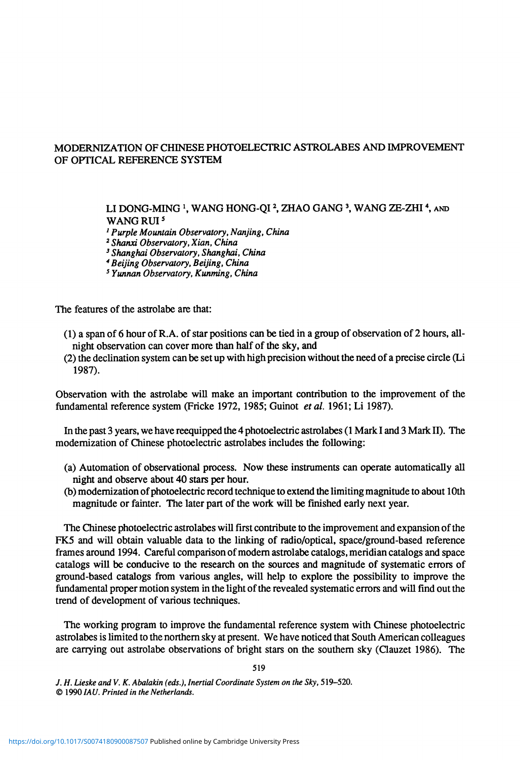# MODERNIZATION OF CHINESE PHOTOELECTRIC ASTROLABES AND IMPROVEMENT OF OPTICAL REFERENCE SYSTEM

LI DONG-MING [1], WANG HONG-QI [2], ZHAO GANG [3], WANG ZE-ZHI [4], AND WANG RUI [5]

[1] *Purple Mountain Observatory, Nanjing, China*
[2] *Shanxi Observatory, Xian, China*
[3] *Shanghai Observatory, Shanghai, China*
[4] *Beijing Observatory, Beijing, China*
[5] *Yunnan Observatory, Kunming, China*

The features of the astrolabe are that:

(1) a span of 6 hour of R.A. of star positions can be tied in a group of observation of 2 hours, all-night observation can cover more than half of the sky, and
(2) the declination system can be set up with high precision without the need of a precise circle (Li 1987).

Observation with the astrolabe will make an important contribution to the improvement of the fundamental reference system (Fricke 1972, 1985; Guinot *et al.* 1961; Li 1987).

In the past 3 years, we have reequipped the 4 photoelectric astrolabes (1 Mark I and 3 Mark II). The modernization of Chinese photoelectric astrolabes includes the following:

(a) Automation of observational process. Now these instruments can operate automatically all night and observe about 40 stars per hour.
(b) modernization of photoelectric record technique to extend the limiting magnitude to about 10th magnitude or fainter. The later part of the work will be finished early next year.

The Chinese photoelectric astrolabes will first contribute to the improvement and expansion of the FK5 and will obtain valuable data to the linking of radio/optical, space/ground-based reference frames around 1994. Careful comparison of modern astrolabe catalogs, meridian catalogs and space catalogs will be conducive to the research on the sources and magnitude of systematic errors of ground-based catalogs from various angles, will help to explore the possibility to improve the fundamental proper motion system in the light of the revealed systematic errors and will find out the trend of development of various techniques.

The working program to improve the fundamental reference system with Chinese photoelectric astrolabes is limited to the northern sky at present. We have noticed that South American colleagues are carrying out astrolabe observations of bright stars on the southern sky (Clauzet 1986). The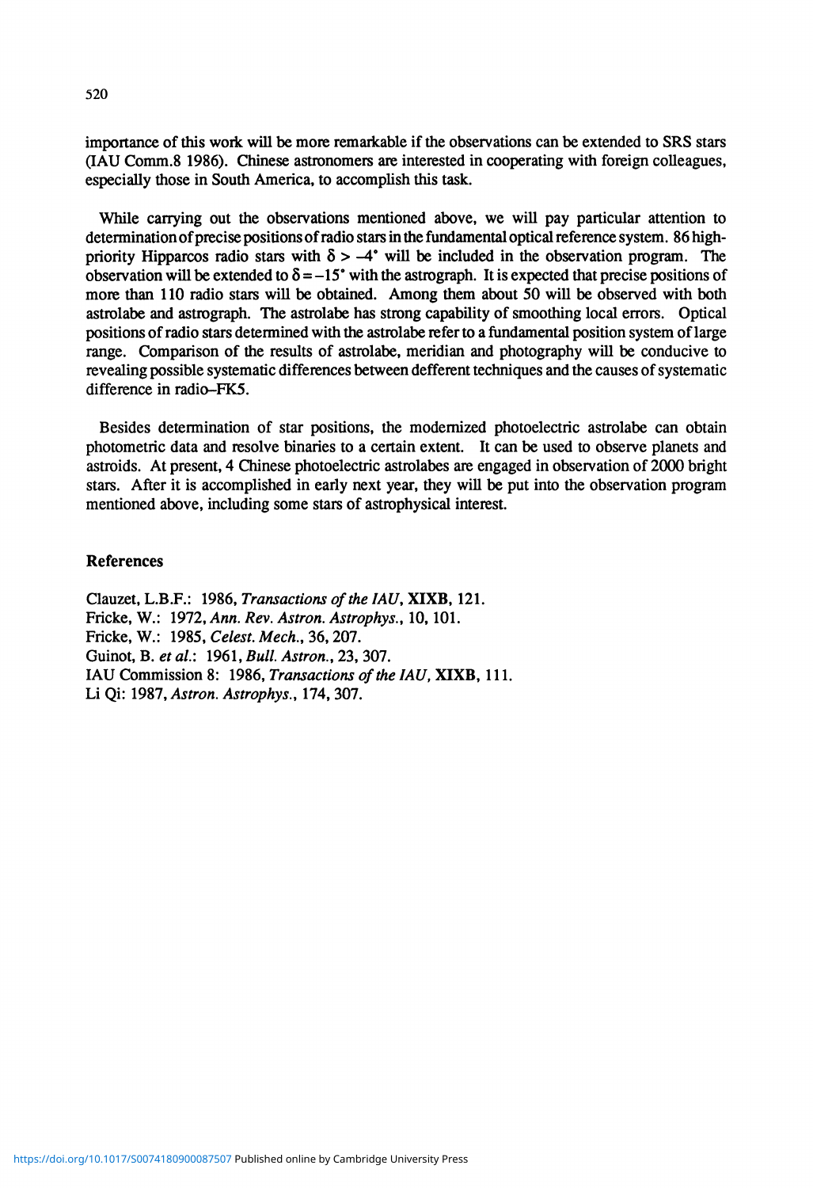importance of this work will be more remarkable if the observations can be extended to SRS stars (IAU Comm.8 1986). Chinese astronomers are interested in cooperating with foreign colleagues, especially those in South America, to accomplish this task.

While carrying out the observations mentioned above, we will pay particular attention to determination of precise positions of radio stars in the fundamental optical reference system. 86 high-priority Hipparcos radio stars with $\delta > -4°$ will be included in the observation program. The observation will be extended to $\delta = -15°$ with the astrograph. It is expected that precise positions of more than 110 radio stars will be obtained. Among them about 50 will be observed with both astrolabe and astrograph. The astrolabe has strong capability of smoothing local errors. Optical positions of radio stars determined with the astrolabe refer to a fundamental position system of large range. Comparison of the results of astrolabe, meridian and photography will be conducive to revealing possible systematic differences between defferent techniques and the causes of systematic difference in radio–FK5.

Besides determination of star positions, the modernized photoelectric astrolabe can obtain photometric data and resolve binaries to a certain extent. It can be used to observe planets and astroids. At present, 4 Chinese photoelectric astrolabes are engaged in observation of 2000 bright stars. After it is accomplished in early next year, they will be put into the observation program mentioned above, including some stars of astrophysical interest.

## References

Clauzet, L.B.F.: 1986, *Transactions of the IAU*, **XIXB**, 121.
Fricke, W.: 1972, *Ann. Rev. Astron. Astrophys.*, 10, 101.
Fricke, W.: 1985, *Celest. Mech.*, 36, 207.
Guinot, B. *et al.*: 1961, *Bull. Astron.*, 23, 307.
IAU Commission 8: 1986, *Transactions of the IAU*, **XIXB**, 111.
Li Qi: 1987, *Astron. Astrophys.*, 174, 307.